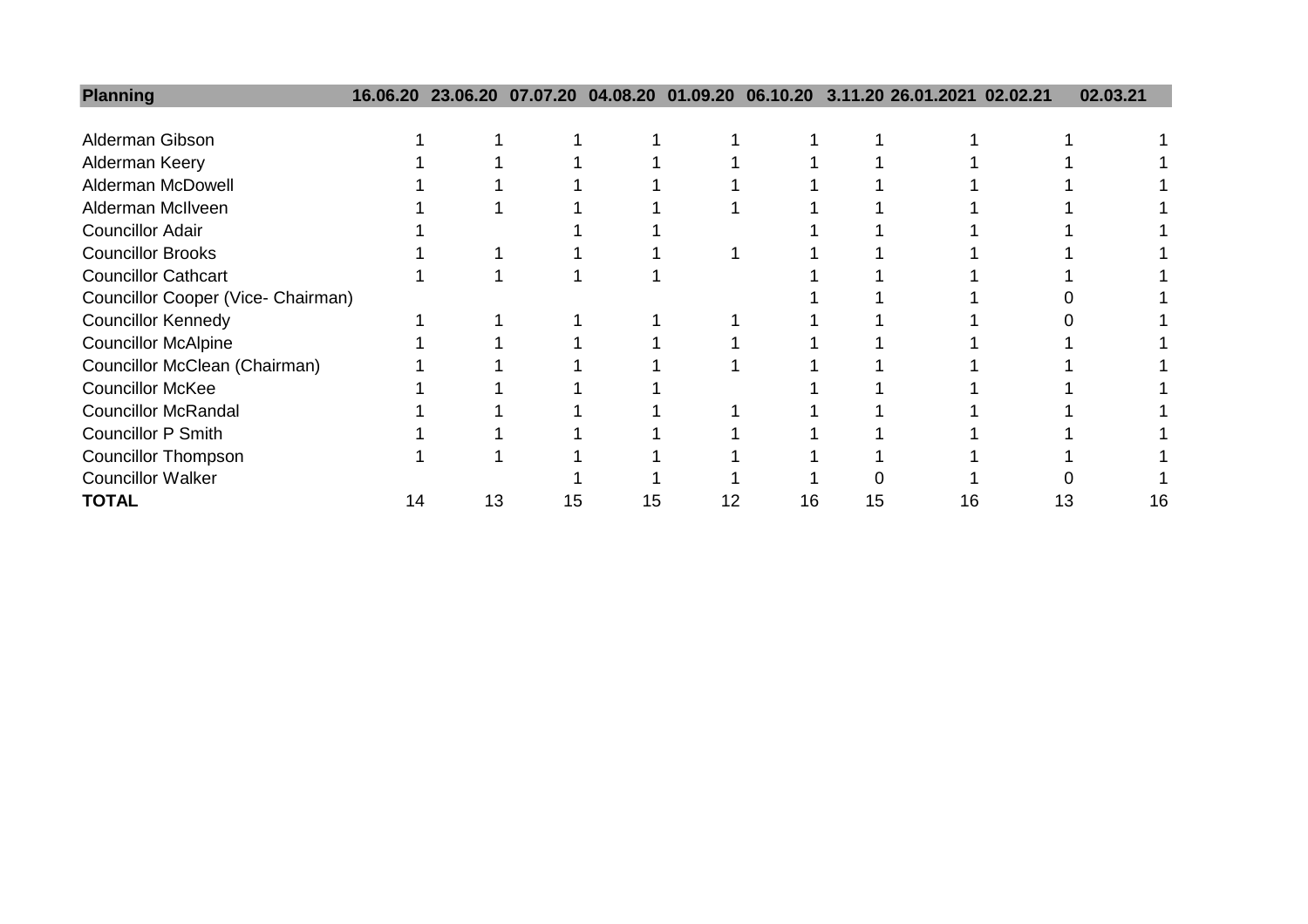| Planning | 16.06.20 | 23.06.20 | 07.07.20 | 04.08.20 | 01.09.20 | 06.10.20 | 3.11.20 | 26.01.2021 | 02.02.21 | 02.03.21 |
|---|---|---|---|---|---|---|---|---|---|---|
| Alderman Gibson | 1 | 1 | 1 | 1 | 1 | 1 | 1 | 1 | 1 | 1 |
| Alderman Keery | 1 | 1 | 1 | 1 | 1 | 1 | 1 | 1 | 1 | 1 |
| Alderman McDowell | 1 | 1 | 1 | 1 | 1 | 1 | 1 | 1 | 1 | 1 |
| Alderman McIlveen | 1 | 1 | 1 | 1 | 1 | 1 | 1 | 1 | 1 | 1 |
| Councillor Adair | 1 | | 1 | 1 | | 1 | 1 | 1 | 1 | 1 |
| Councillor Brooks | 1 | 1 | 1 | 1 | 1 | 1 | 1 | 1 | 1 | 1 |
| Councillor Cathcart | 1 | 1 | 1 | 1 | | 1 | 1 | 1 | 1 | 1 |
| Councillor Cooper (Vice- Chairman) | | | | | | 1 | 1 | 1 | 0 | 1 |
| Councillor Kennedy | 1 | 1 | 1 | 1 | 1 | 1 | 1 | 1 | 0 | 1 |
| Councillor McAlpine | 1 | 1 | 1 | 1 | 1 | 1 | 1 | 1 | 1 | 1 |
| Councillor McClean (Chairman) | 1 | 1 | 1 | 1 | 1 | 1 | 1 | 1 | 1 | 1 |
| Councillor McKee | 1 | 1 | 1 | 1 | | 1 | 1 | 1 | 1 | 1 |
| Councillor McRandal | 1 | 1 | 1 | 1 | 1 | 1 | 1 | 1 | 1 | 1 |
| Councillor P Smith | 1 | 1 | 1 | 1 | 1 | 1 | 1 | 1 | 1 | 1 |
| Councillor Thompson | 1 | 1 | 1 | 1 | 1 | 1 | 1 | 1 | 1 | 1 |
| Councillor Walker | | | 1 | 1 | 1 | 1 | 0 | 1 | 0 | 1 |
| **TOTAL** | 14 | 13 | 15 | 15 | 12 | 16 | 15 | 16 | 13 | 16 |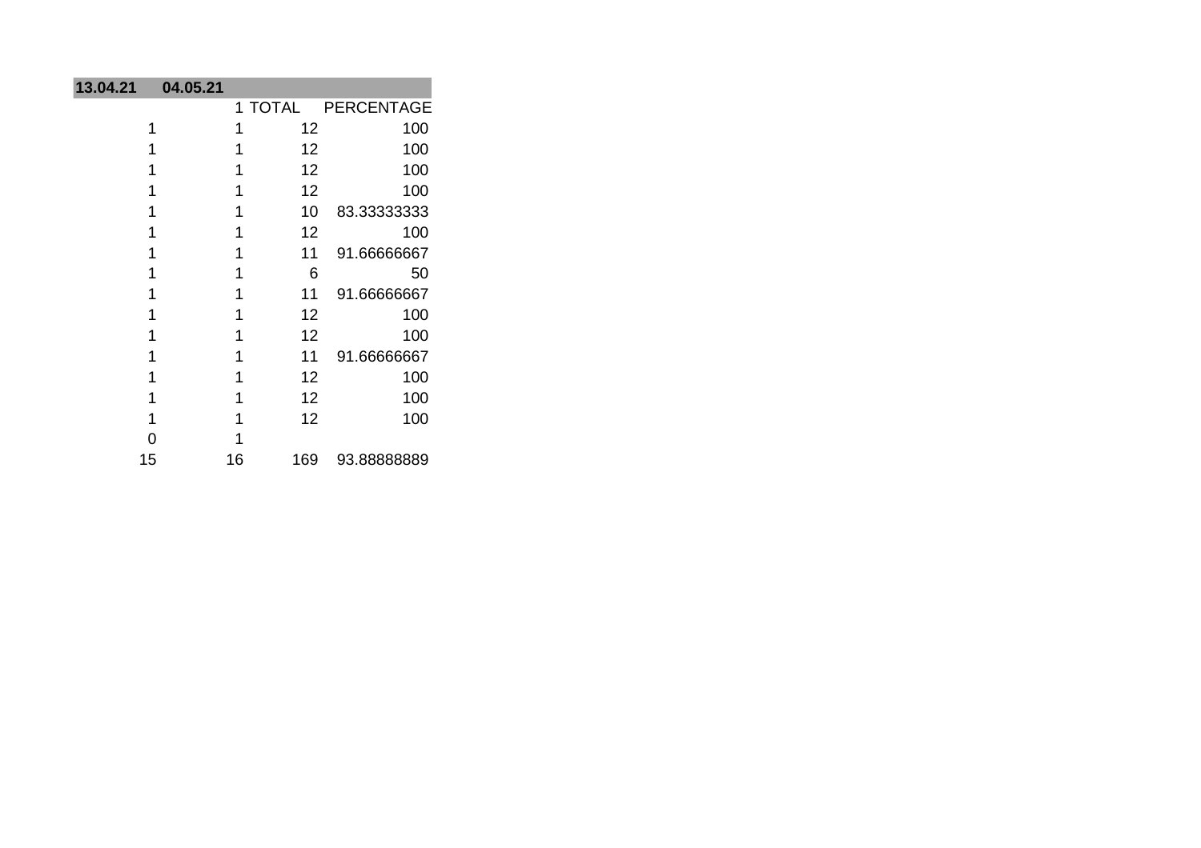| 13.04.21 | 04.05.21 | | |
|---|---|---|---|
| | 1 | TOTAL | PERCENTAGE |
| 1 | 1 | 12 | 100 |
| 1 | 1 | 12 | 100 |
| 1 | 1 | 12 | 100 |
| 1 | 1 | 12 | 100 |
| 1 | 1 | 10 | 83.33333333 |
| 1 | 1 | 12 | 100 |
| 1 | 1 | 11 | 91.66666667 |
| 1 | 1 | 6 | 50 |
| 1 | 1 | 11 | 91.66666667 |
| 1 | 1 | 12 | 100 |
| 1 | 1 | 12 | 100 |
| 1 | 1 | 11 | 91.66666667 |
| 1 | 1 | 12 | 100 |
| 1 | 1 | 12 | 100 |
| 1 | 1 | 12 | 100 |
| 0 | 1 | | |
| 15 | 16 | 169 | 93.88888889 |